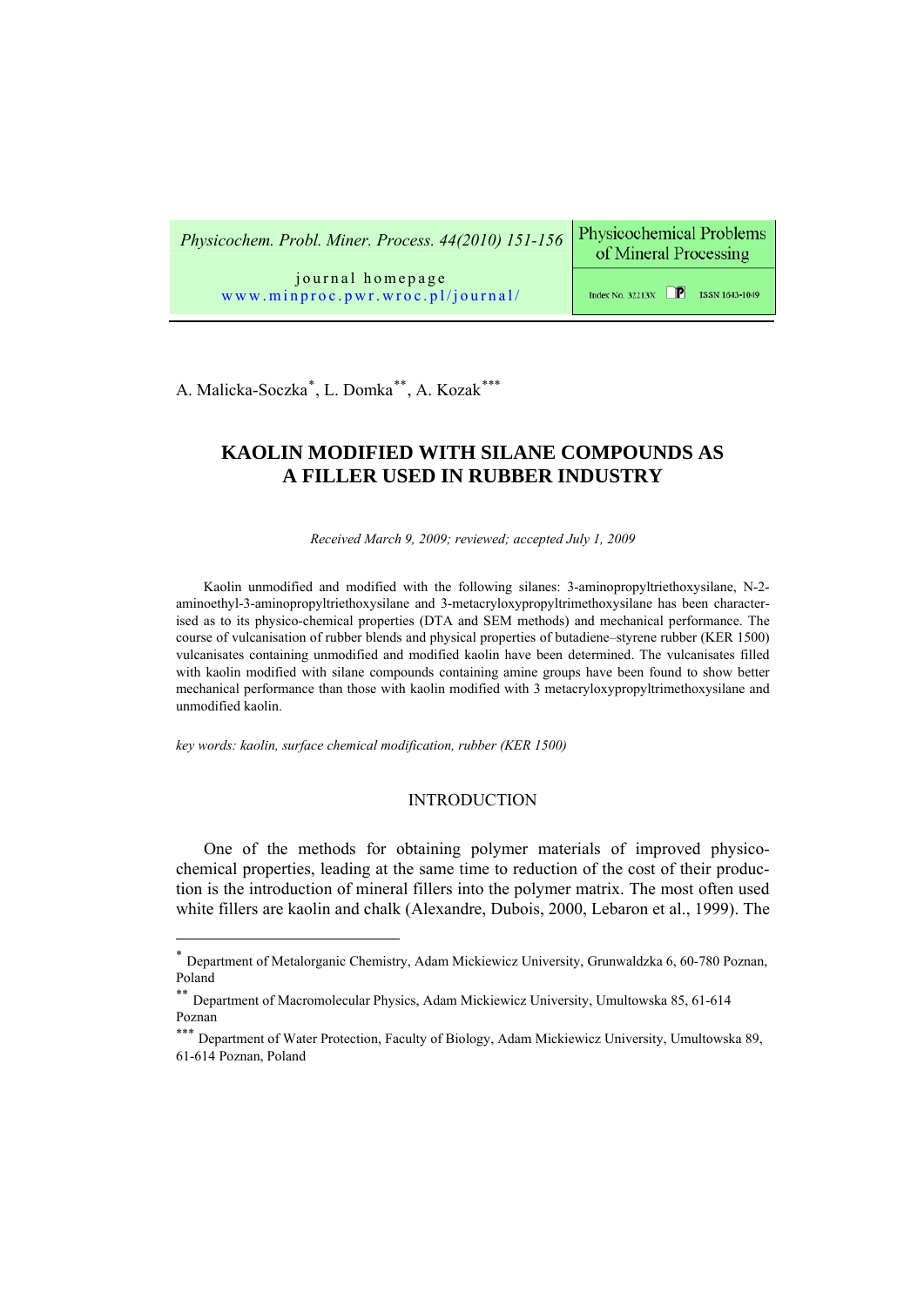A. Malicka-Soczka[*], L. Domka[**], A. Kozak[***]

# KAOLIN MODIFIED WITH SILANE COMPOUNDS AS A FILLER USED IN RUBBER INDUSTRY

*Received March 9, 2009; reviewed; accepted July 1, 2009*

Kaolin unmodified and modified with the following silanes: 3-aminopropyltriethoxysilane, N-2-aminoethyl-3-aminopropyltriethoxysilane and 3-metacryloxypropyltrimethoxysilane has been characterised as to its physico-chemical properties (DTA and SEM methods) and mechanical performance. The course of vulcanisation of rubber blends and physical properties of butadiene–styrene rubber (KER 1500) vulcanisates containing unmodified and modified kaolin have been determined. The vulcanisates filled with kaolin modified with silane compounds containing amine groups have been found to show better mechanical performance than those with kaolin modified with 3 metacryloxypropyltrimethoxysilane and unmodified kaolin.

*key words: kaolin, surface chemical modification, rubber (KER 1500)*

## INTRODUCTION

One of the methods for obtaining polymer materials of improved physico-chemical properties, leading at the same time to reduction of the cost of their production is the introduction of mineral fillers into the polymer matrix. The most often used white fillers are kaolin and chalk (Alexandre, Dubois, 2000, Lebaron et al., 1999). The

---

[*] Department of Metalorganic Chemistry, Adam Mickiewicz University, Grunwaldzka 6, 60-780 Poznan, Poland

[**] Department of Macromolecular Physics, Adam Mickiewicz University, Umultowska 85, 61-614 Poznan

[***] Department of Water Protection, Faculty of Biology, Adam Mickiewicz University, Umultowska 89, 61-614 Poznan, Poland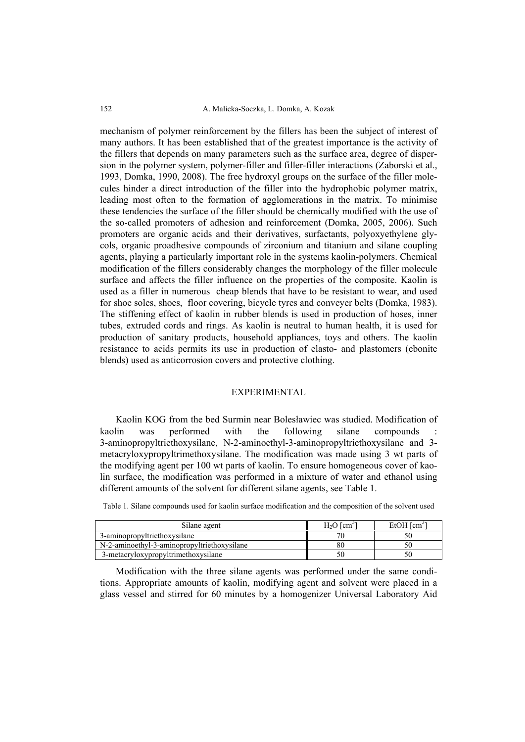mechanism of polymer reinforcement by the fillers has been the subject of interest of many authors. It has been established that of the greatest importance is the activity of the fillers that depends on many parameters such as the surface area, degree of dispersion in the polymer system, polymer-filler and filler-filler interactions (Zaborski et al., 1993, Domka, 1990, 2008). The free hydroxyl groups on the surface of the filler molecules hinder a direct introduction of the filler into the hydrophobic polymer matrix, leading most often to the formation of agglomerations in the matrix. To minimise these tendencies the surface of the filler should be chemically modified with the use of the so-called promoters of adhesion and reinforcement (Domka, 2005, 2006). Such promoters are organic acids and their derivatives, surfactants, polyoxyethylene glycols, organic proadhesive compounds of zirconium and titanium and silane coupling agents, playing a particularly important role in the systems kaolin-polymers. Chemical modification of the fillers considerably changes the morphology of the filler molecule surface and affects the filler influence on the properties of the composite. Kaolin is used as a filler in numerous cheap blends that have to be resistant to wear, and used for shoe soles, shoes, floor covering, bicycle tyres and conveyer belts (Domka, 1983). The stiffening effect of kaolin in rubber blends is used in production of hoses, inner tubes, extruded cords and rings. As kaolin is neutral to human health, it is used for production of sanitary products, household appliances, toys and others. The kaolin resistance to acids permits its use in production of elasto- and plastomers (ebonite blends) used as anticorrosion covers and protective clothing.

## EXPERIMENTAL

Kaolin KOG from the bed Surmin near Bolesławiec was studied. Modification of kaolin was performed with the following silane compounds : 3-aminopropyltriethoxysilane, N-2-aminoethyl-3-aminopropyltriethoxysilane and 3-metacryloxypropyltrimethoxysilane. The modification was made using 3 wt parts of the modifying agent per 100 wt parts of kaolin. To ensure homogeneous cover of kaolin surface, the modification was performed in a mixture of water and ethanol using different amounts of the solvent for different silane agents, see Table 1.

Table 1. Silane compounds used for kaolin surface modification and the composition of the solvent used

| Silane agent | $H_2O$ [$cm^3$] | EtOH [$cm^3$] |
|---|---|---|
| 3-aminopropyltriethoxysilane | 70 | 50 |
| N-2-aminoethyl-3-aminopropyltriethoxysilane | 80 | 50 |
| 3-metacryloxypropyltrimethoxysilane | 50 | 50 |

Modification with the three silane agents was performed under the same conditions. Appropriate amounts of kaolin, modifying agent and solvent were placed in a glass vessel and stirred for 60 minutes by a homogenizer Universal Laboratory Aid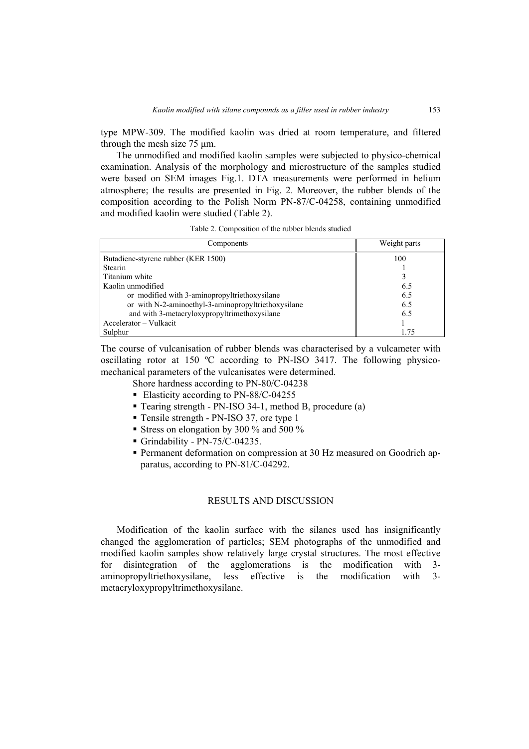type MPW-309. The modified kaolin was dried at room temperature, and filtered through the mesh size 75 μm.

The unmodified and modified kaolin samples were subjected to physico-chemical examination. Analysis of the morphology and microstructure of the samples studied were based on SEM images Fig.1. DTA measurements were performed in helium atmosphere; the results are presented in Fig. 2. Moreover, the rubber blends of the composition according to the Polish Norm PN-87/C-04258, containing unmodified and modified kaolin were studied (Table 2).

Table 2. Composition of the rubber blends studied

| Components | Weight parts |
|---|---|
| Butadiene-styrene rubber (KER 1500) | 100 |
| Stearin | 1 |
| Titanium white | 3 |
| Kaolin unmodified | 6.5 |
| or modified with 3-aminopropyltriethoxysilane | 6.5 |
| or with N-2-aminoethyl-3-aminopropyltriethoxysilane | 6.5 |
| and with 3-metacryloxypropyltrimethoxysilane | 6.5 |
| Accelerator – Vulkacit | 1 |
| Sulphur | 1.75 |

The course of vulcanisation of rubber blends was characterised by a vulcameter with oscillating rotor at 150 ºC according to PN-ISO 3417. The following physico-mechanical parameters of the vulcanisates were determined.

Shore hardness according to PN-80/C-04238

- Elasticity according to PN-88/C-04255
- Tearing strength - PN-ISO 34-1, method B, procedure (a)
- Tensile strength - PN-ISO 37, ore type 1
- Stress on elongation by 300 % and 500 %
- Grindability - PN-75/C-04235.
- Permanent deformation on compression at 30 Hz measured on Goodrich apparatus, according to PN-81/C-04292.

## RESULTS AND DISCUSSION

Modification of the kaolin surface with the silanes used has insignificantly changed the agglomeration of particles; SEM photographs of the unmodified and modified kaolin samples show relatively large crystal structures. The most effective for disintegration of the agglomerations is the modification with 3-aminopropyltriethoxysilane, less effective is the modification with 3-metacryloxypropyltrimethoxysilane.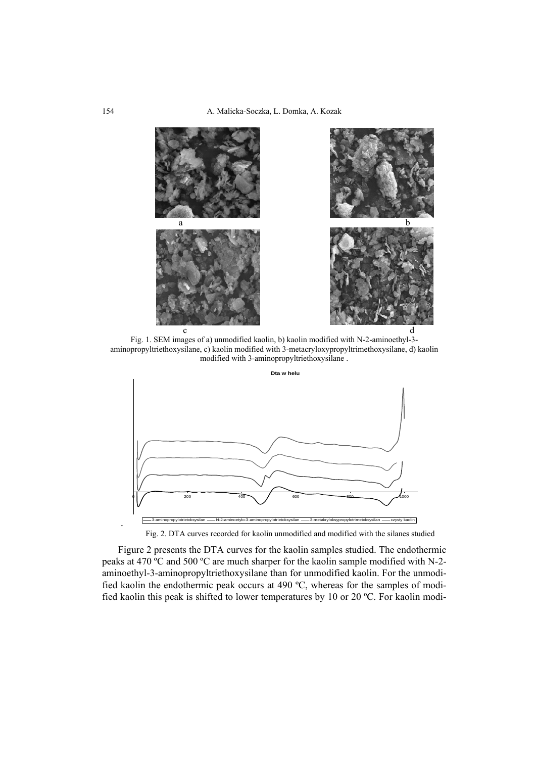a

b

c

d

Fig. 1. SEM images of a) unmodified kaolin, b) kaolin modified with N-2-aminoethyl-3-aminopropyltriethoxysilane, c) kaolin modified with 3-metacryloxypropyltrimethoxysilane, d) kaolin modified with 3-aminopropyltriethoxysilane .

Fig. 2. DTA curves recorded for kaolin unmodified and modified with the silanes studied

Figure 2 presents the DTA curves for the kaolin samples studied. The endothermic peaks at 470 ºC and 500 ºC are much sharper for the kaolin sample modified with N-2-aminoethyl-3-aminopropyltriethoxysilane than for unmodified kaolin. For the unmodified kaolin the endothermic peak occurs at 490 ºC, whereas for the samples of modified kaolin this peak is shifted to lower temperatures by 10 or 20 ºC. For kaolin modi-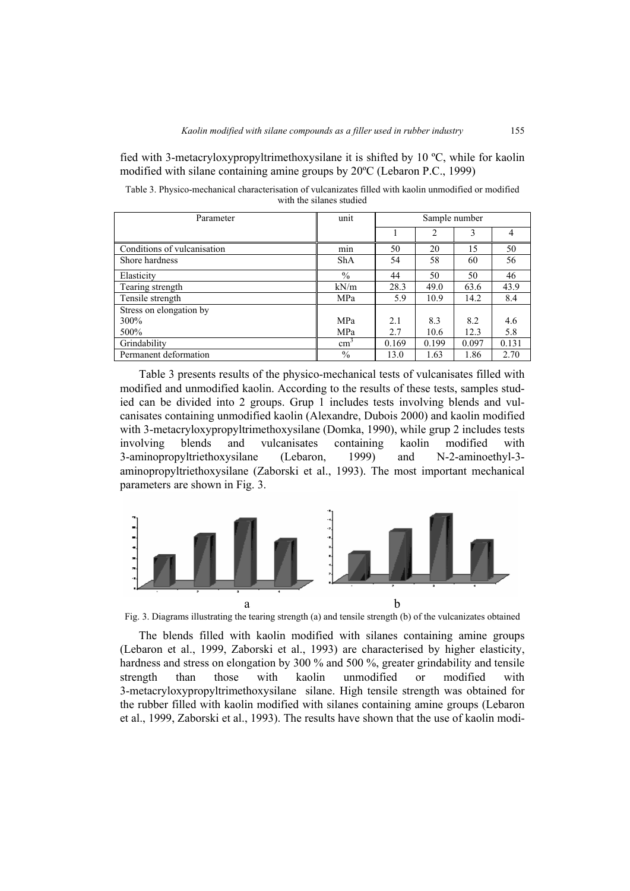fied with 3-metacryloxypropyltrimethoxysilane it is shifted by 10 ºC, while for kaolin modified with silane containing amine groups by 20ºC (Lebaron P.C., 1999)

Table 3. Physico-mechanical characterisation of vulcanizates filled with kaolin unmodified or modified with the silanes studied

| Parameter | unit | Sample number | | | |
|---|---|---|---|---|---|
| | | 1 | 2 | 3 | 4 |
| Conditions of vulcanisation | min | 50 | 20 | 15 | 50 |
| Shore hardness | ShA | 54 | 58 | 60 | 56 |
| Elasticity | % | 44 | 50 | 50 | 46 |
| Tearing strength | kN/m | 28.3 | 49.0 | 63.6 | 43.9 |
| Tensile strength | MPa | 5.9 | 10.9 | 14.2 | 8.4 |
| Stress on elongation by | | | | | |
| 300% | MPa | 2.1 | 8.3 | 8.2 | 4.6 |
| 500% | MPa | 2.7 | 10.6 | 12.3 | 5.8 |
| Grindability | $cm^3$ | 0.169 | 0.199 | 0.097 | 0.131 |
| Permanent deformation | % | 13.0 | 1.63 | 1.86 | 2.70 |

Table 3 presents results of the physico-mechanical tests of vulcanisates filled with modified and unmodified kaolin. According to the results of these tests, samples studied can be divided into 2 groups. Grup 1 includes tests involving blends and vulcanisates containing unmodified kaolin (Alexandre, Dubois 2000) and kaolin modified with 3-metacryloxypropyltrimethoxysilane (Domka, 1990), while grup 2 includes tests involving blends and vulcanisates containing kaolin modified with 3-aminopropyltriethoxysilane (Lebaron, 1999) and N-2-aminoethyl-3-aminopropyltriethoxysilane (Zaborski et al., 1993). The most important mechanical parameters are shown in Fig. 3.

Fig. 3. Diagrams illustrating the tearing strength (a) and tensile strength (b) of the vulcanizates obtained

The blends filled with kaolin modified with silanes containing amine groups (Lebaron et al., 1999, Zaborski et al., 1993) are characterised by higher elasticity, hardness and stress on elongation by 300 % and 500 %, greater grindability and tensile strength than those with kaolin unmodified or modified with 3-metacryloxypropyltrimethoxysilane silane. High tensile strength was obtained for the rubber filled with kaolin modified with silanes containing amine groups (Lebaron et al., 1999, Zaborski et al., 1993). The results have shown that the use of kaolin modi-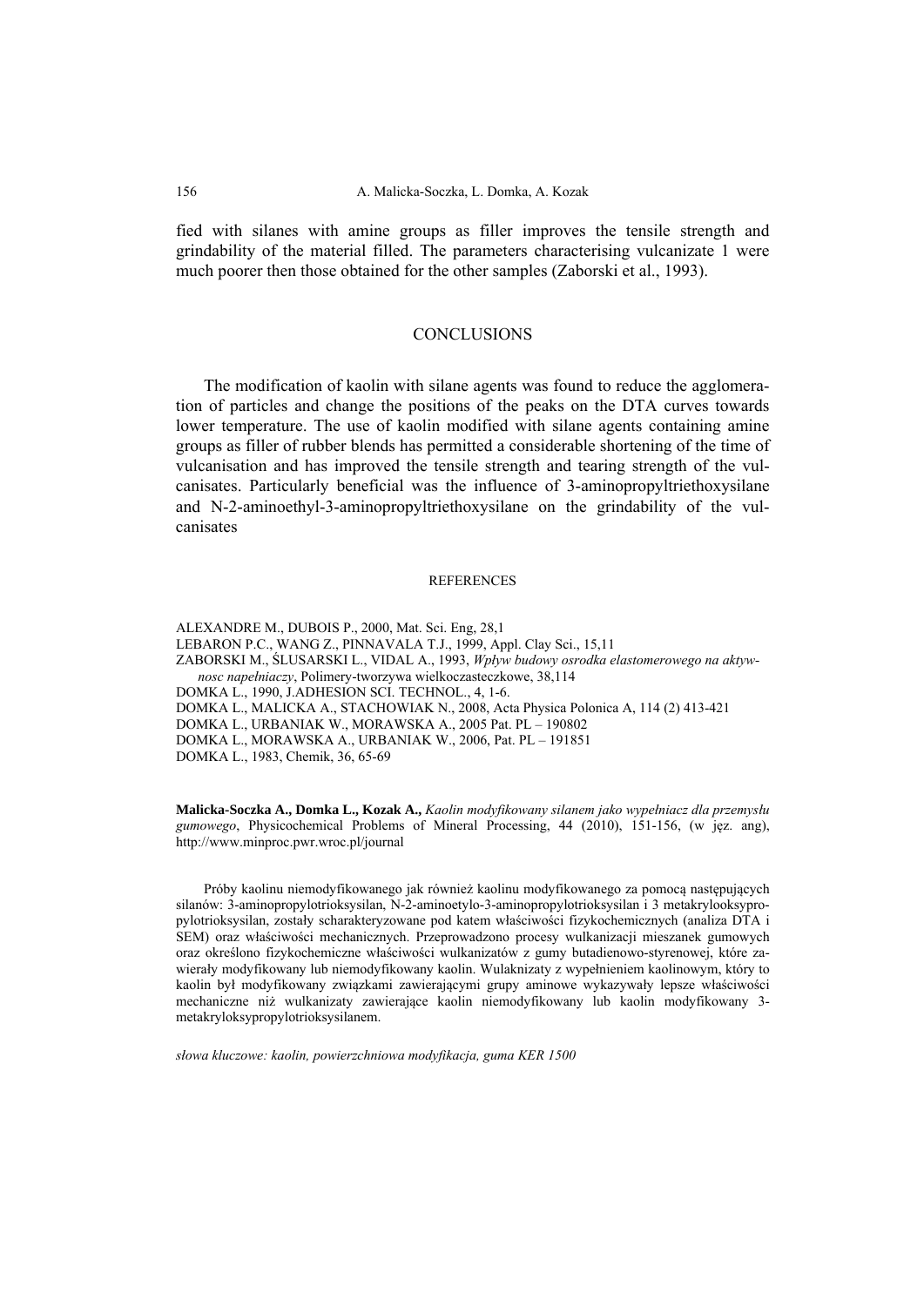fied with silanes with amine groups as filler improves the tensile strength and grindability of the material filled. The parameters characterising vulcanizate 1 were much poorer then those obtained for the other samples (Zaborski et al., 1993).

## CONCLUSIONS

The modification of kaolin with silane agents was found to reduce the agglomeration of particles and change the positions of the peaks on the DTA curves towards lower temperature. The use of kaolin modified with silane agents containing amine groups as filler of rubber blends has permitted a considerable shortening of the time of vulcanisation and has improved the tensile strength and tearing strength of the vulcanisates. Particularly beneficial was the influence of 3-aminopropyltriethoxysilane and N-2-aminoethyl-3-aminopropyltriethoxysilane on the grindability of the vulcanisates

## REFERENCES

ALEXANDRE M., DUBOIS P., 2000, Mat. Sci. Eng, 28,1

LEBARON P.C., WANG Z., PINNAVALA T.J., 1999, Appl. Clay Sci., 15,11

ZABORSKI M., ŚLUSARSKI L., VIDAL A., 1993, *Wpływ budowy osrodka elastomerowego na aktywnosc napełniaczy*, Polimery-tworzywa wielkoczasteczkowe, 38,114

DOMKA L., 1990, J.ADHESION SCI. TECHNOL., 4, 1-6.

DOMKA L., MALICKA A., STACHOWIAK N., 2008, Acta Physica Polonica A, 114 (2) 413-421

DOMKA L., URBANIAK W., MORAWSKA A., 2005 Pat. PL – 190802

DOMKA L., MORAWSKA A., URBANIAK W., 2006, Pat. PL – 191851

DOMKA L., 1983, Chemik, 36, 65-69

**Malicka-Soczka A., Domka L., Kozak A.,** *Kaolin modyfikowany silanem jako wypełniacz dla przemysłu gumowego*, Physicochemical Problems of Mineral Processing, 44 (2010), 151-156, (w jęz. ang), http://www.minproc.pwr.wroc.pl/journal

Próby kaolinu niemodyfikowanego jak również kaolinu modyfikowanego za pomocą następujących silanów: 3-aminopropylotrioksysilan, N-2-aminoetylo-3-aminopropylotrioksysilan i 3 metakrylooksypropylotrioksysilan, zostały scharakteryzowane pod katem właściwości fizykochemicznych (analiza DTA i SEM) oraz właściwości mechanicznych. Przeprowadzono procesy wulkanizacji mieszanek gumowych oraz określono fizykochemiczne właściwości wulkanizatów z gumy butadienowo-styrenowej, które zawierały modyfikowany lub niemodyfikowany kaolin. Wulaknizaty z wypełnieniem kaolinowym, który to kaolin był modyfikowany związkami zawierającymi grupy aminowe wykazywały lepsze właściwości mechaniczne niż wulkanizaty zawierające kaolin niemodyfikowany lub kaolin modyfikowany 3-metakryloksypropylotrioksysilanem.

*słowa kluczowe: kaolin, powierzchniowa modyfikacja, guma KER 1500*